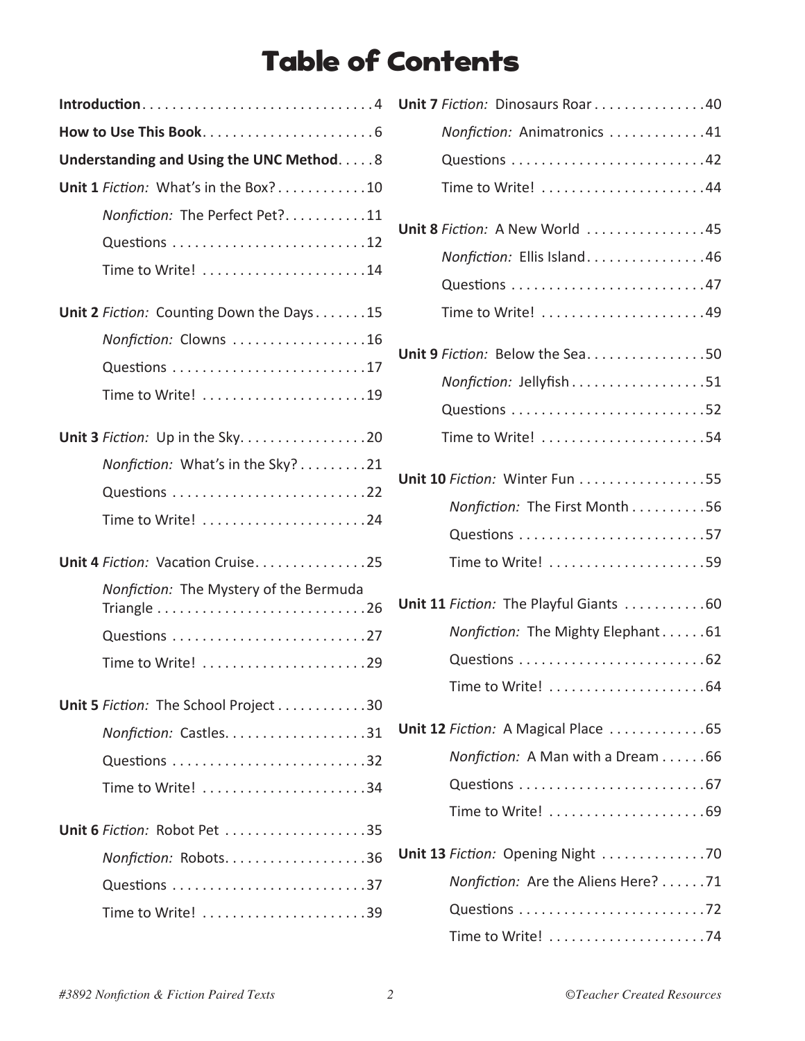# Table of Contents

**Introduction** . . . . . . . . . . . . . . . . . . . . . . . . . . . . . . 4

**How to Use This Book** . . . . . . . . . . . . . . . . . . . . . . . 6

**Understanding and Using the UNC Method** . . . . . 8

**Unit 1** *Fiction:* What's in the Box? . . . . . . . . . . . . 10
- *Nonfiction:* The Perfect Pet? . . . . . . . . . . . 11
- Questions . . . . . . . . . . . . . . . . . . . . . . . . . . 12
- Time to Write! . . . . . . . . . . . . . . . . . . . . . . 14

**Unit 2** *Fiction:* Counting Down the Days . . . . . . . 15
- *Nonfiction:* Clowns . . . . . . . . . . . . . . . . . . 16
- Questions . . . . . . . . . . . . . . . . . . . . . . . . . . 17
- Time to Write! . . . . . . . . . . . . . . . . . . . . . . 19

**Unit 3** *Fiction:* Up in the Sky . . . . . . . . . . . . . . . . . 20
- *Nonfiction:* What's in the Sky? . . . . . . . . . 21
- Questions . . . . . . . . . . . . . . . . . . . . . . . . . . 22
- Time to Write! . . . . . . . . . . . . . . . . . . . . . . 24

**Unit 4** *Fiction:* Vacation Cruise . . . . . . . . . . . . . . . 25
- *Nonfiction:* The Mystery of the Bermuda Triangle . . . . . . . . . . . . . . . . . . . . . . . . . . . . 26
- Questions . . . . . . . . . . . . . . . . . . . . . . . . . . 27
- Time to Write! . . . . . . . . . . . . . . . . . . . . . . 29

**Unit 5** *Fiction:* The School Project . . . . . . . . . . . . 30
- *Nonfiction:* Castles . . . . . . . . . . . . . . . . . . . 31
- Questions . . . . . . . . . . . . . . . . . . . . . . . . . . 32
- Time to Write! . . . . . . . . . . . . . . . . . . . . . . 34

**Unit 6** *Fiction:* Robot Pet . . . . . . . . . . . . . . . . . . . 35
- *Nonfiction:* Robots . . . . . . . . . . . . . . . . . . . 36
- Questions . . . . . . . . . . . . . . . . . . . . . . . . . . 37
- Time to Write! . . . . . . . . . . . . . . . . . . . . . . 39

**Unit 7** *Fiction:* Dinosaurs Roar . . . . . . . . . . . . . . . 40
- *Nonfiction:* Animatronics . . . . . . . . . . . . . 41
- Questions . . . . . . . . . . . . . . . . . . . . . . . . . . 42
- Time to Write! . . . . . . . . . . . . . . . . . . . . . . 44

**Unit 8** *Fiction:* A New World . . . . . . . . . . . . . . . . 45
- *Nonfiction:* Ellis Island . . . . . . . . . . . . . . . . 46
- Questions . . . . . . . . . . . . . . . . . . . . . . . . . . 47
- Time to Write! . . . . . . . . . . . . . . . . . . . . . . 49

**Unit 9** *Fiction:* Below the Sea . . . . . . . . . . . . . . . . 50
- *Nonfiction:* Jellyfish . . . . . . . . . . . . . . . . . . 51
- Questions . . . . . . . . . . . . . . . . . . . . . . . . . . 52
- Time to Write! . . . . . . . . . . . . . . . . . . . . . . 54

**Unit 10** *Fiction:* Winter Fun . . . . . . . . . . . . . . . . . 55
- *Nonfiction:* The First Month . . . . . . . . . . 56
- Questions . . . . . . . . . . . . . . . . . . . . . . . . . 57
- Time to Write! . . . . . . . . . . . . . . . . . . . . . 59

**Unit 11** *Fiction:* The Playful Giants . . . . . . . . . . . 60
- *Nonfiction:* The Mighty Elephant . . . . . . 61
- Questions . . . . . . . . . . . . . . . . . . . . . . . . . 62
- Time to Write! . . . . . . . . . . . . . . . . . . . . . 64

**Unit 12** *Fiction:* A Magical Place . . . . . . . . . . . . . 65
- *Nonfiction:* A Man with a Dream . . . . . . 66
- Questions . . . . . . . . . . . . . . . . . . . . . . . . . 67
- Time to Write! . . . . . . . . . . . . . . . . . . . . . 69

**Unit 13** *Fiction:* Opening Night . . . . . . . . . . . . . . 70
- *Nonfiction:* Are the Aliens Here? . . . . . . 71
- Questions . . . . . . . . . . . . . . . . . . . . . . . . . 72
- Time to Write! . . . . . . . . . . . . . . . . . . . . . 74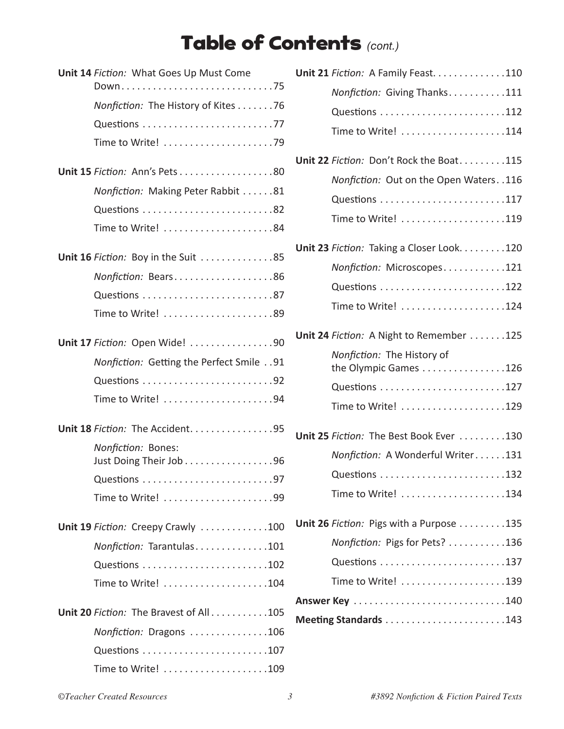# Table of Contents *(cont.)*

**Unit 14** *Fiction:* What Goes Up Must Come Down . . . . . . . . . . . . . . . . . . . . . . . . . . . . . 75
- *Nonfiction:* The History of Kites . . . . . . . 76
- Questions . . . . . . . . . . . . . . . . . . . . . . . . . 77
- Time to Write! . . . . . . . . . . . . . . . . . . . . . 79

**Unit 15** *Fiction:* Ann's Pets . . . . . . . . . . . . . . . . . . 80
- *Nonfiction:* Making Peter Rabbit . . . . . . 81
- Questions . . . . . . . . . . . . . . . . . . . . . . . . . 82
- Time to Write! . . . . . . . . . . . . . . . . . . . . . 84

**Unit 16** *Fiction:* Boy in the Suit . . . . . . . . . . . . . . 85
- *Nonfiction:* Bears . . . . . . . . . . . . . . . . . . . 86
- Questions . . . . . . . . . . . . . . . . . . . . . . . . . 87
- Time to Write! . . . . . . . . . . . . . . . . . . . . . 89

**Unit 17** *Fiction:* Open Wide! . . . . . . . . . . . . . . . . 90
- *Nonfiction:* Getting the Perfect Smile . . 91
- Questions . . . . . . . . . . . . . . . . . . . . . . . . . 92
- Time to Write! . . . . . . . . . . . . . . . . . . . . . 94

**Unit 18** *Fiction:* The Accident . . . . . . . . . . . . . . . . 95
- *Nonfiction:* Bones: Just Doing Their Job . . . . . . . . . . . . . . . . . 96
- Questions . . . . . . . . . . . . . . . . . . . . . . . . . 97
- Time to Write! . . . . . . . . . . . . . . . . . . . . . 99

**Unit 19** *Fiction:* Creepy Crawly . . . . . . . . . . . . . 100
- *Nonfiction:* Tarantulas . . . . . . . . . . . . . . 101
- Questions . . . . . . . . . . . . . . . . . . . . . . . . 102
- Time to Write! . . . . . . . . . . . . . . . . . . . . 104

**Unit 20** *Fiction:* The Bravest of All . . . . . . . . . . . 105
- *Nonfiction:* Dragons . . . . . . . . . . . . . . . 106
- Questions . . . . . . . . . . . . . . . . . . . . . . . . 107
- Time to Write! . . . . . . . . . . . . . . . . . . . . 109

**Unit 21** *Fiction:* A Family Feast . . . . . . . . . . . . . . 110
- *Nonfiction:* Giving Thanks . . . . . . . . . . . 111
- Questions . . . . . . . . . . . . . . . . . . . . . . . . 112
- Time to Write! . . . . . . . . . . . . . . . . . . . . 114

**Unit 22** *Fiction:* Don't Rock the Boat . . . . . . . . . 115
- *Nonfiction:* Out on the Open Waters . . 116
- Questions . . . . . . . . . . . . . . . . . . . . . . . . 117
- Time to Write! . . . . . . . . . . . . . . . . . . . . 119

**Unit 23** *Fiction:* Taking a Closer Look . . . . . . . . . 120
- *Nonfiction:* Microscopes . . . . . . . . . . . . 121
- Questions . . . . . . . . . . . . . . . . . . . . . . . . 122
- Time to Write! . . . . . . . . . . . . . . . . . . . . 124

**Unit 24** *Fiction:* A Night to Remember . . . . . . . 125
- *Nonfiction:* The History of the Olympic Games . . . . . . . . . . . . . . . . 126
- Questions . . . . . . . . . . . . . . . . . . . . . . . . 127
- Time to Write! . . . . . . . . . . . . . . . . . . . . 129

**Unit 25** *Fiction:* The Best Book Ever . . . . . . . . . 130
- *Nonfiction:* A Wonderful Writer . . . . . . 131
- Questions . . . . . . . . . . . . . . . . . . . . . . . . 132
- Time to Write! . . . . . . . . . . . . . . . . . . . . 134

**Unit 26** *Fiction:* Pigs with a Purpose . . . . . . . . . 135
- *Nonfiction:* Pigs for Pets? . . . . . . . . . . . 136
- Questions . . . . . . . . . . . . . . . . . . . . . . . . 137
- Time to Write! . . . . . . . . . . . . . . . . . . . . 139

**Answer Key** . . . . . . . . . . . . . . . . . . . . . . . . . . . . 140

**Meeting Standards** . . . . . . . . . . . . . . . . . . . . . . 143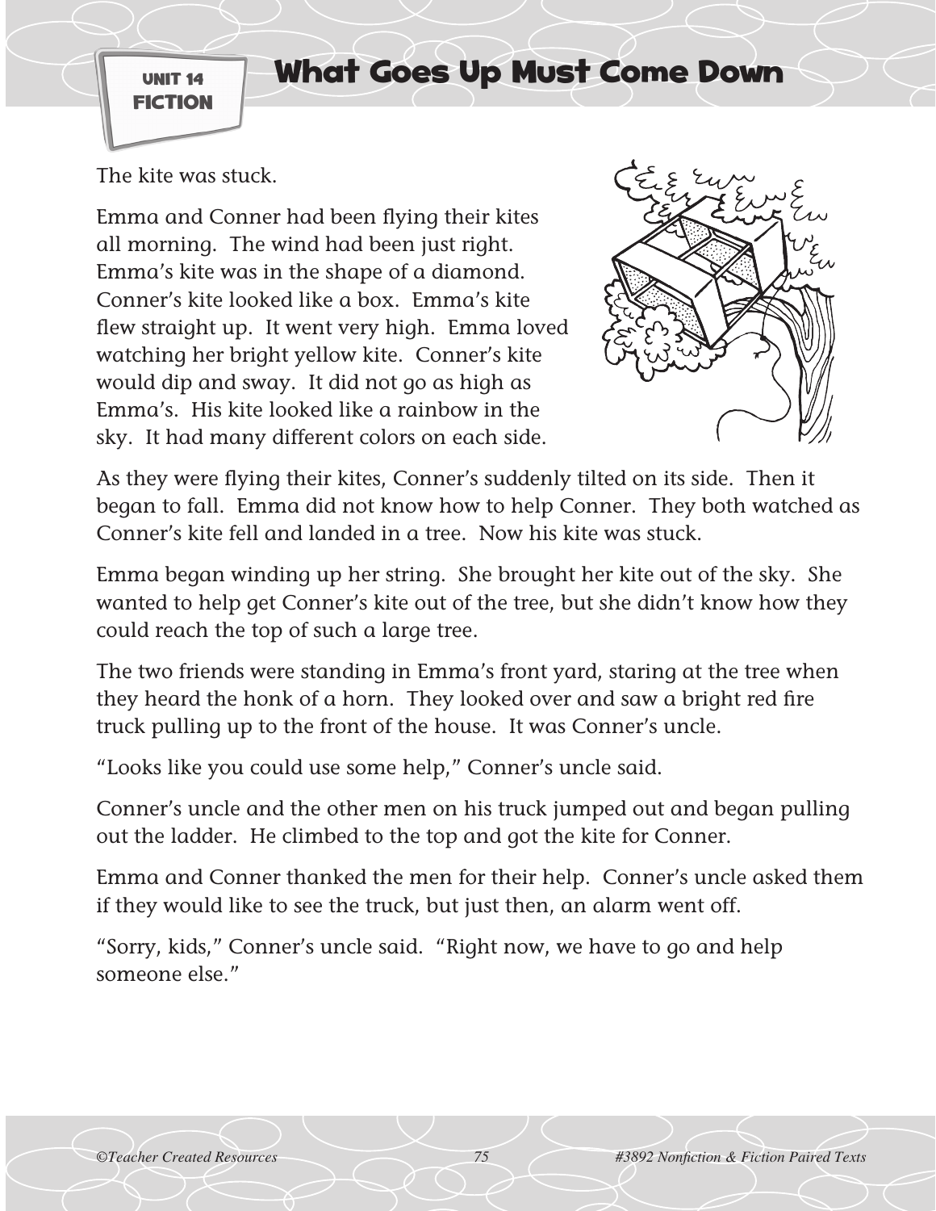UNIT 14
FICTION

# What Goes Up Must Come Down

The kite was stuck.

Emma and Conner had been flying their kites all morning. The wind had been just right. Emma's kite was in the shape of a diamond. Conner's kite looked like a box. Emma's kite flew straight up. It went very high. Emma loved watching her bright yellow kite. Conner's kite would dip and sway. It did not go as high as Emma's. His kite looked like a rainbow in the sky. It had many different colors on each side.

As they were flying their kites, Conner's suddenly tilted on its side. Then it began to fall. Emma did not know how to help Conner. They both watched as Conner's kite fell and landed in a tree. Now his kite was stuck.

Emma began winding up her string. She brought her kite out of the sky. She wanted to help get Conner's kite out of the tree, but she didn't know how they could reach the top of such a large tree.

The two friends were standing in Emma's front yard, staring at the tree when they heard the honk of a horn. They looked over and saw a bright red fire truck pulling up to the front of the house. It was Conner's uncle.

"Looks like you could use some help," Conner's uncle said.

Conner's uncle and the other men on his truck jumped out and began pulling out the ladder. He climbed to the top and got the kite for Conner.

Emma and Conner thanked the men for their help. Conner's uncle asked them if they would like to see the truck, but just then, an alarm went off.

"Sorry, kids," Conner's uncle said. "Right now, we have to go and help someone else."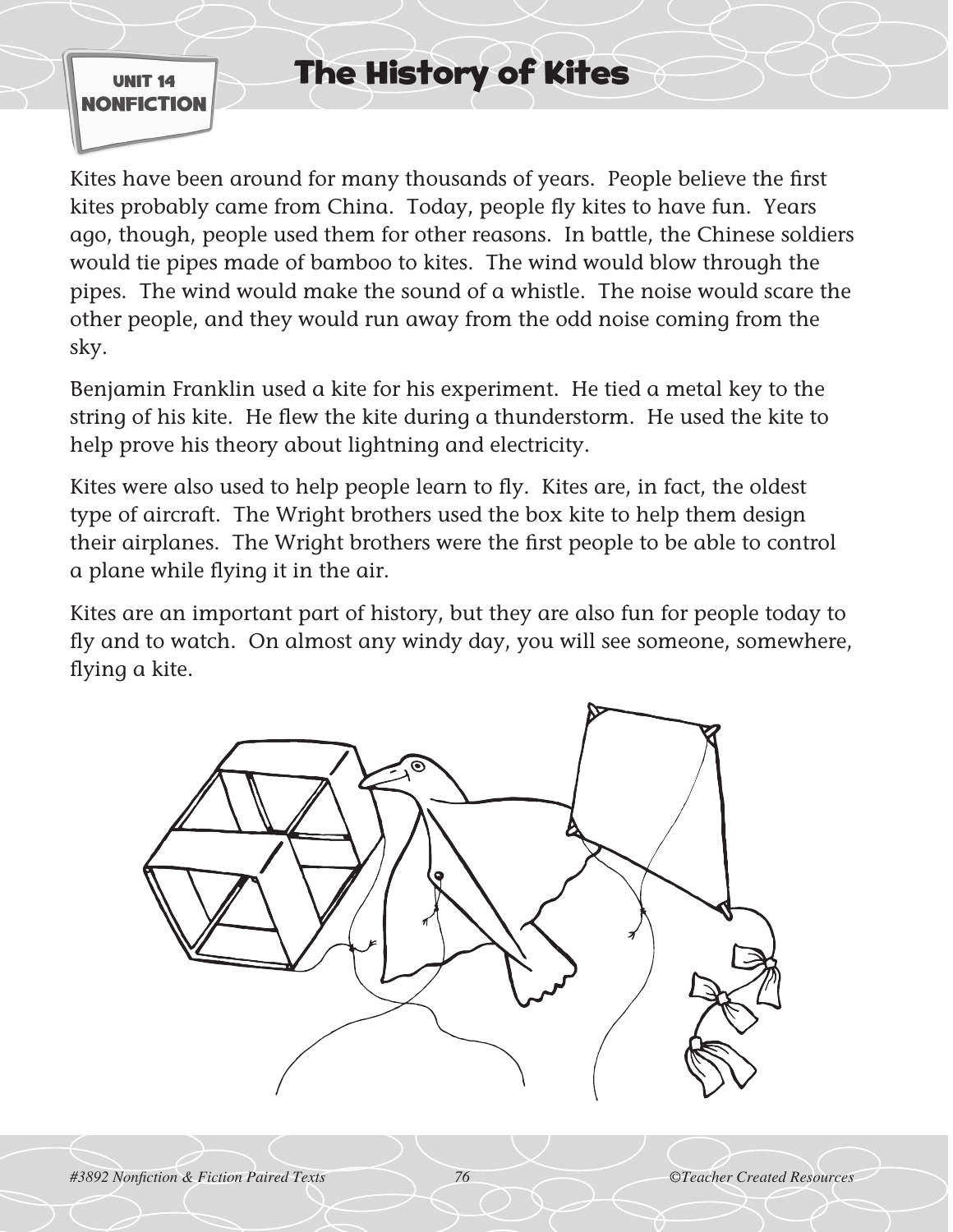UNIT 14
**NONFICTION**

# The History of Kites

Kites have been around for many thousands of years. People believe the first kites probably came from China. Today, people fly kites to have fun. Years ago, though, people used them for other reasons. In battle, the Chinese soldiers would tie pipes made of bamboo to kites. The wind would blow through the pipes. The wind would make the sound of a whistle. The noise would scare the other people, and they would run away from the odd noise coming from the sky.

Benjamin Franklin used a kite for his experiment. He tied a metal key to the string of his kite. He flew the kite during a thunderstorm. He used the kite to help prove his theory about lightning and electricity.

Kites were also used to help people learn to fly. Kites are, in fact, the oldest type of aircraft. The Wright brothers used the box kite to help them design their airplanes. The Wright brothers were the first people to be able to control a plane while flying it in the air.

Kites are an important part of history, but they are also fun for people today to fly and to watch. On almost any windy day, you will see someone, somewhere, flying a kite.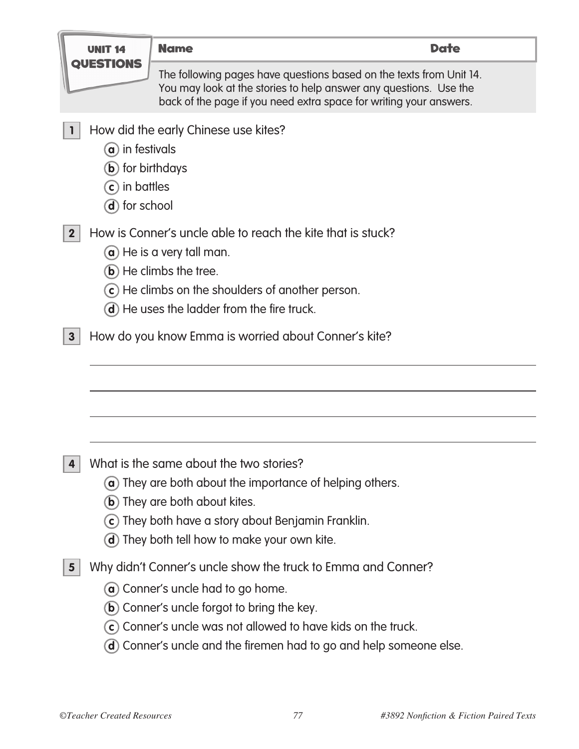## UNIT 14 QUESTIONS

**Name** **Date**

The following pages have questions based on the texts from Unit 14. You may look at the stories to help answer any questions. Use the back of the page if you need extra space for writing your answers.

**1** How did the early Chinese use kites?

- (a) in festivals
- (b) for birthdays
- (c) in battles
- (d) for school

**2** How is Conner's uncle able to reach the kite that is stuck?

- (a) He is a very tall man.
- (b) He climbs the tree.
- (c) He climbs on the shoulders of another person.
- (d) He uses the ladder from the fire truck.

**3** How do you know Emma is worried about Conner's kite?

______________________________________________

______________________________________________

______________________________________________

______________________________________________

**4** What is the same about the two stories?

- (a) They are both about the importance of helping others.
- (b) They are both about kites.
- (c) They both have a story about Benjamin Franklin.
- (d) They both tell how to make your own kite.

**5** Why didn't Conner's uncle show the truck to Emma and Conner?

- (a) Conner's uncle had to go home.
- (b) Conner's uncle forgot to bring the key.
- (c) Conner's uncle was not allowed to have kids on the truck.
- (d) Conner's uncle and the firemen had to go and help someone else.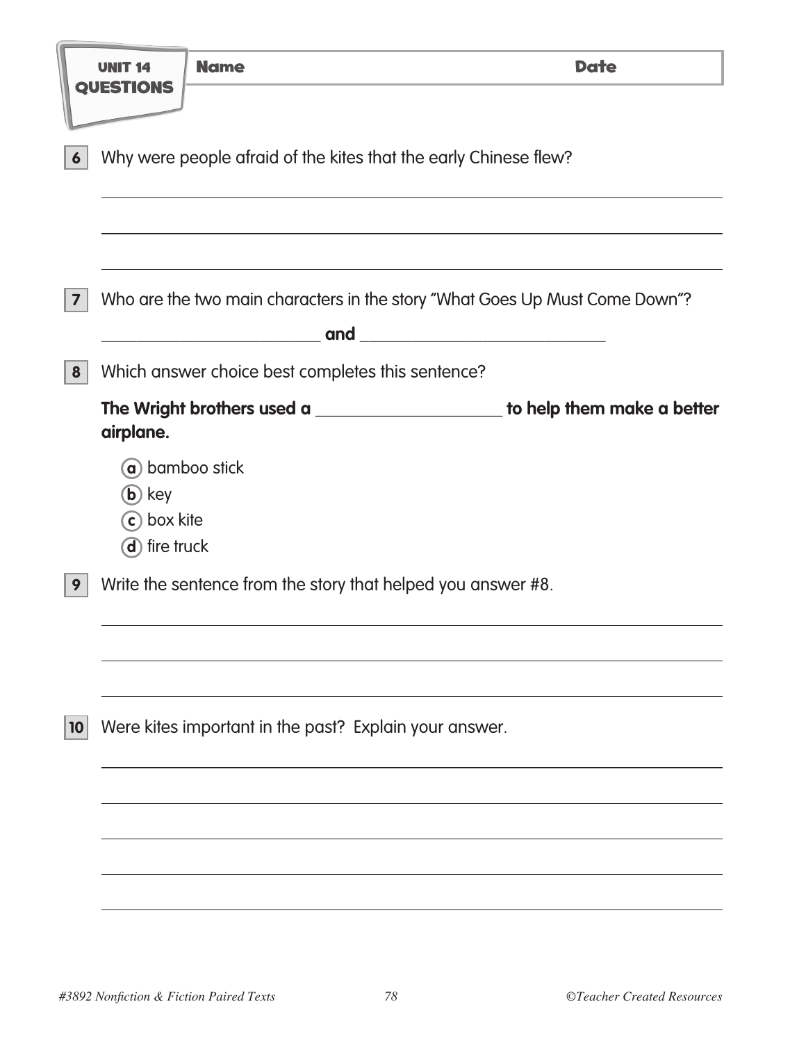**UNIT 14 QUESTIONS**

**Name** **Date**

**6** Why were people afraid of the kites that the early Chinese flew?

______________________________________________________________________

______________________________________________________________________

______________________________________________________________________

**7** Who are the two main characters in the story "What Goes Up Must Come Down"?

______________________ **and** ______________________

**8** Which answer choice best completes this sentence?

**The Wright brothers used a ______________________ to help them make a better airplane.**

- (a) bamboo stick
- (b) key
- (c) box kite
- (d) fire truck

**9** Write the sentence from the story that helped you answer #8.

______________________________________________________________________

______________________________________________________________________

______________________________________________________________________

**10** Were kites important in the past? Explain your answer.

______________________________________________________________________

______________________________________________________________________

______________________________________________________________________

______________________________________________________________________

______________________________________________________________________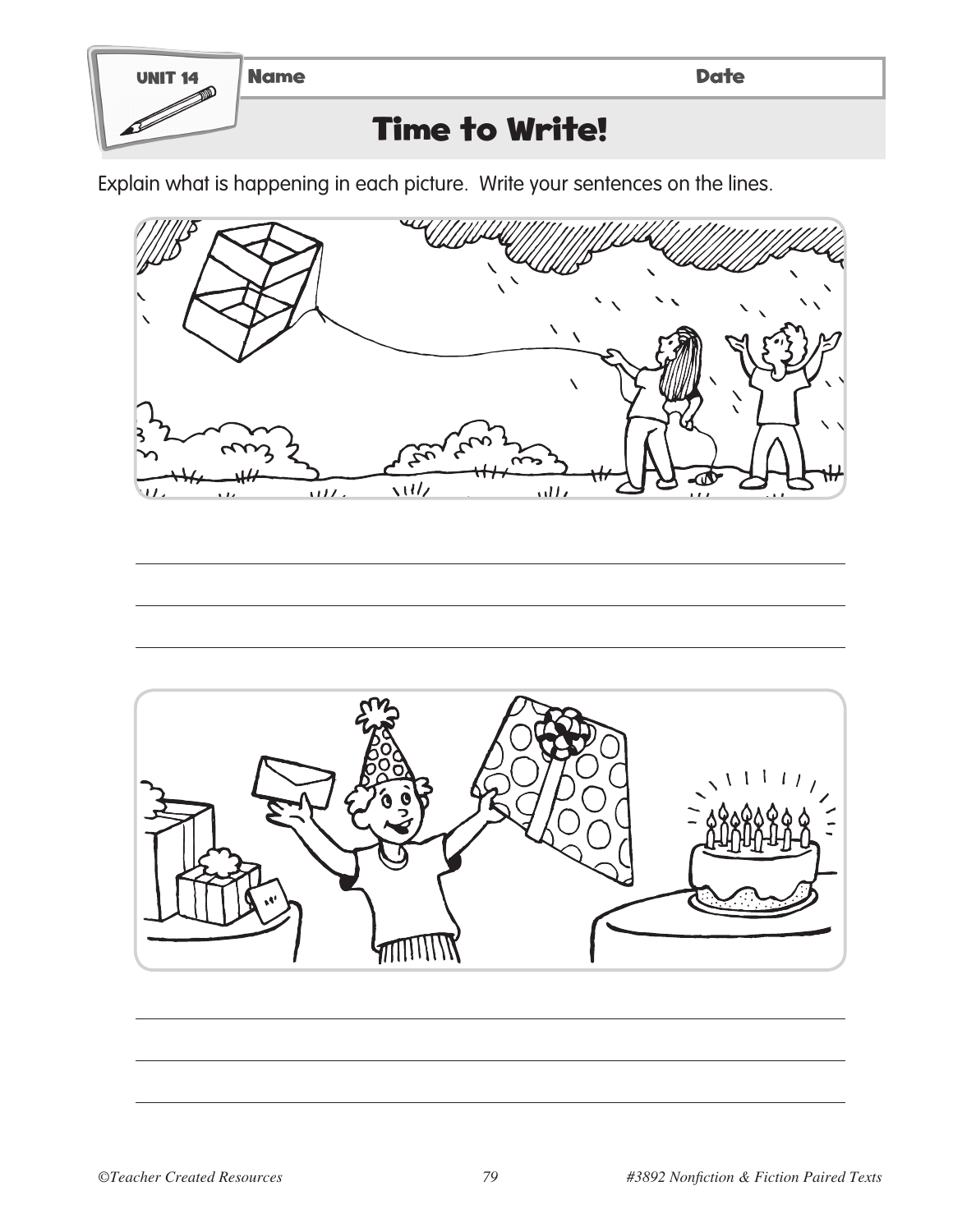UNIT 14

Name Date

# Time to Write!

Explain what is happening in each picture. Write your sentences on the lines.

_______________________________________________

_______________________________________________

_______________________________________________

_______________________________________________

_______________________________________________

_______________________________________________